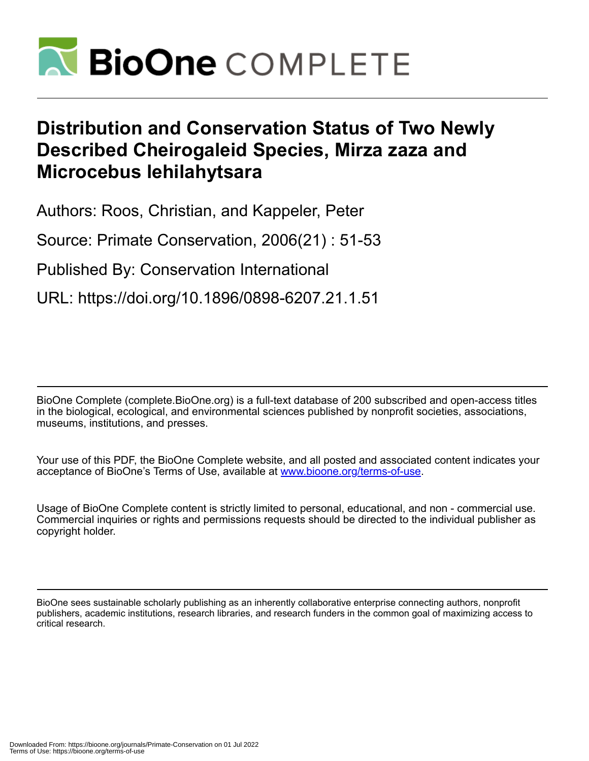# Distribution and Conservation Status of Two Newly Described Cheirogaleid Species, Mirza zaza and Microcebus lehilahytsara

Authors: Roos, Christian, and Kappeler, Peter

Source: Primate Conservation, 2006(21) : 51-53

Published By: Conservation International

URL: https://doi.org/10.1896/0898-6207.21.1.51

BioOne Complete (complete.BioOne.org) is a full-text database of 200 subscribed and open-access titles in the biological, ecological, and environmental sciences published by nonprofit societies, associations, museums, institutions, and presses.

Your use of this PDF, the BioOne Complete website, and all posted and associated content indicates your acceptance of BioOne's Terms of Use, available at www.bioone.org/terms-of-use.

Usage of BioOne Complete content is strictly limited to personal, educational, and non - commercial use. Commercial inquiries or rights and permissions requests should be directed to the individual publisher as copyright holder.

BioOne sees sustainable scholarly publishing as an inherently collaborative enterprise connecting authors, nonprofit publishers, academic institutions, research libraries, and research funders in the common goal of maximizing access to critical research.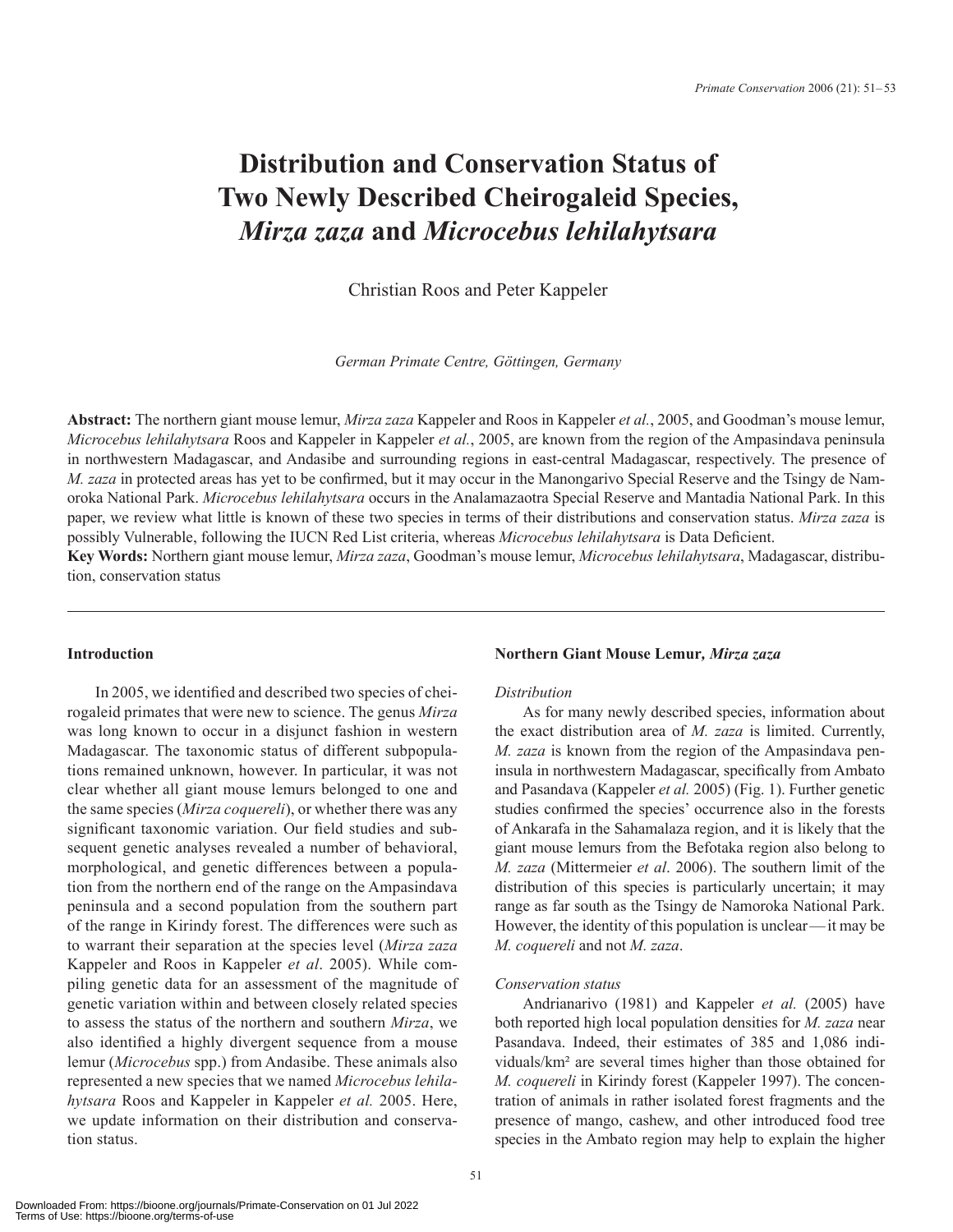# Distribution and Conservation Status of Two Newly Described Cheirogaleid Species, *Mirza zaza* and *Microcebus lehilahytsara*

Christian Roos and Peter Kappeler

*German Primate Centre, Göttingen, Germany*

**Abstract:** The northern giant mouse lemur, *Mirza zaza* Kappeler and Roos in Kappeler *et al.*, 2005, and Goodman's mouse lemur, *Microcebus lehilahytsara* Roos and Kappeler in Kappeler *et al.*, 2005, are known from the region of the Ampasindava peninsula in northwestern Madagascar, and Andasibe and surrounding regions in east-central Madagascar, respectively. The presence of *M. zaza* in protected areas has yet to be confirmed, but it may occur in the Manongarivo Special Reserve and the Tsingy de Namoroka National Park. *Microcebus lehilahytsara* occurs in the Analamazaotra Special Reserve and Mantadia National Park. In this paper, we review what little is known of these two species in terms of their distributions and conservation status. *Mirza zaza* is possibly Vulnerable, following the IUCN Red List criteria, whereas *Microcebus lehilahytsara* is Data Deficient.

**Key Words:** Northern giant mouse lemur, *Mirza zaza*, Goodman's mouse lemur, *Microcebus lehilahytsara*, Madagascar, distribution, conservation status

## Introduction

In 2005, we identified and described two species of cheirogaleid primates that were new to science. The genus *Mirza* was long known to occur in a disjunct fashion in western Madagascar. The taxonomic status of different subpopulations remained unknown, however. In particular, it was not clear whether all giant mouse lemurs belonged to one and the same species (*Mirza coquereli*), or whether there was any significant taxonomic variation. Our field studies and subsequent genetic analyses revealed a number of behavioral, morphological, and genetic differences between a population from the northern end of the range on the Ampasindava peninsula and a second population from the southern part of the range in Kirindy forest. The differences were such as to warrant their separation at the species level (*Mirza zaza* Kappeler and Roos in Kappeler *et al*. 2005). While compiling genetic data for an assessment of the magnitude of genetic variation within and between closely related species to assess the status of the northern and southern *Mirza*, we also identified a highly divergent sequence from a mouse lemur (*Microcebus* spp.) from Andasibe. These animals also represented a new species that we named *Microcebus lehilahytsara* Roos and Kappeler in Kappeler *et al.* 2005. Here, we update information on their distribution and conservation status.

## Northern Giant Mouse Lemur, *Mirza zaza*

### *Distribution*

As for many newly described species, information about the exact distribution area of *M. zaza* is limited. Currently, *M. zaza* is known from the region of the Ampasindava peninsula in northwestern Madagascar, specifically from Ambato and Pasandava (Kappeler *et al.* 2005) (Fig. 1). Further genetic studies confirmed the species' occurrence also in the forests of Ankarafa in the Sahamalaza region, and it is likely that the giant mouse lemurs from the Befotaka region also belong to *M. zaza* (Mittermeier *et al*. 2006). The southern limit of the distribution of this species is particularly uncertain; it may range as far south as the Tsingy de Namoroka National Park. However, the identity of this population is unclear — it may be *M. coquereli* and not *M. zaza*.

### *Conservation status*

Andrianarivo (1981) and Kappeler *et al.* (2005) have both reported high local population densities for *M. zaza* near Pasandava. Indeed, their estimates of 385 and 1,086 individuals/km² are several times higher than those obtained for *M. coquereli* in Kirindy forest (Kappeler 1997). The concentration of animals in rather isolated forest fragments and the presence of mango, cashew, and other introduced food tree species in the Ambato region may help to explain the higher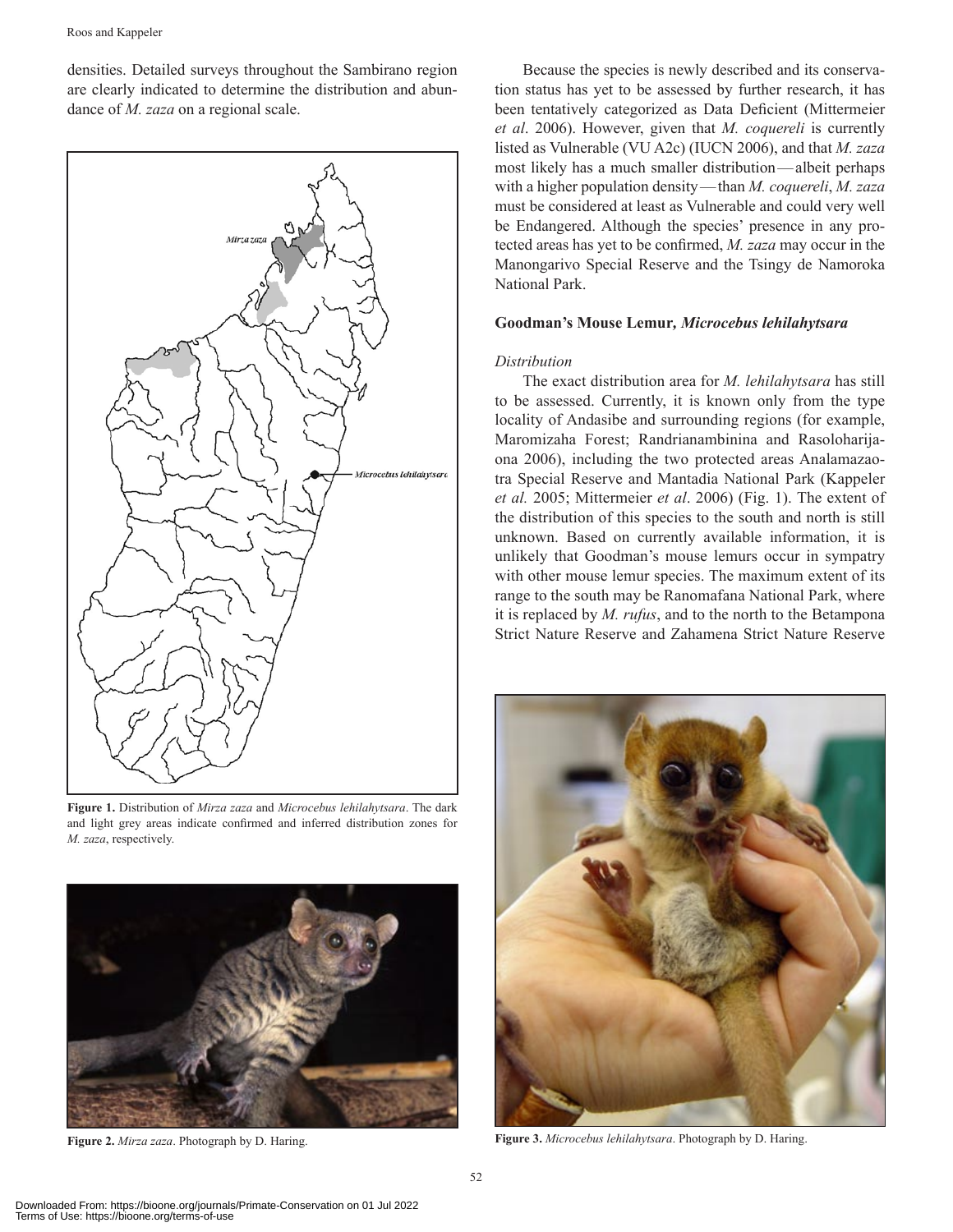densities. Detailed surveys throughout the Sambirano region are clearly indicated to determine the distribution and abundance of *M. zaza* on a regional scale.

**Figure 1.** Distribution of *Mirza zaza* and *Microcebus lehilahytsara*. The dark and light grey areas indicate confirmed and inferred distribution zones for *M. zaza*, respectively.

**Figure 2.** *Mirza zaza*. Photograph by D. Haring.

Because the species is newly described and its conservation status has yet to be assessed by further research, it has been tentatively categorized as Data Deficient (Mittermeier *et al*. 2006). However, given that *M. coquereli* is currently listed as Vulnerable (VU A2c) (IUCN 2006), and that *M. zaza* most likely has a much smaller distribution — albeit perhaps with a higher population density — than *M. coquereli*, *M. zaza* must be considered at least as Vulnerable and could very well be Endangered. Although the species' presence in any protected areas has yet to be confirmed, *M. zaza* may occur in the Manongarivo Special Reserve and the Tsingy de Namoroka National Park.

## Goodman's Mouse Lemur, *Microcebus lehilahytsara*

### *Distribution*

The exact distribution area for *M. lehilahytsara* has still to be assessed. Currently, it is known only from the type locality of Andasibe and surrounding regions (for example, Maromizaha Forest; Randrianambinina and Rasoloharijaona 2006), including the two protected areas Analamazaotra Special Reserve and Mantadia National Park (Kappeler *et al.* 2005; Mittermeier *et al*. 2006) (Fig. 1). The extent of the distribution of this species to the south and north is still unknown. Based on currently available information, it is unlikely that Goodman's mouse lemurs occur in sympatry with other mouse lemur species. The maximum extent of its range to the south may be Ranomafana National Park, where it is replaced by *M. rufus*, and to the north to the Betampona Strict Nature Reserve and Zahamena Strict Nature Reserve

**Figure 3.** *Microcebus lehilahytsara*. Photograph by D. Haring.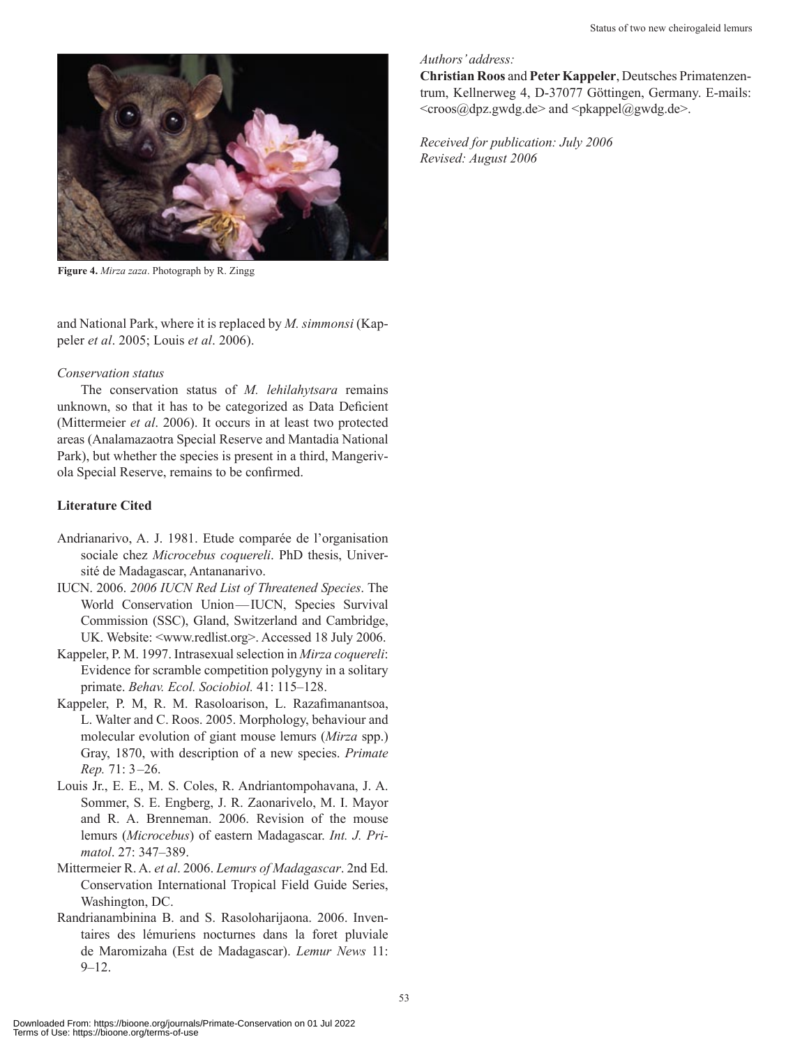Figure 4. *Mirza zaza*. Photograph by R. Zingg

and National Park, where it is replaced by *M. simmonsi* (Kappeler *et al*. 2005; Louis *et al*. 2006).

*Conservation status*

The conservation status of *M. lehilahytsara* remains unknown, so that it has to be categorized as Data Deficient (Mittermeier *et al*. 2006). It occurs in at least two protected areas (Analamazaotra Special Reserve and Mantadia National Park), but whether the species is present in a third, Mangerivola Special Reserve, remains to be confirmed.

## Literature Cited

Andrianarivo, A. J. 1981. Etude comparée de l'organisation sociale chez *Microcebus coquereli*. PhD thesis, Université de Madagascar, Antananarivo.

IUCN. 2006. *2006 IUCN Red List of Threatened Species*. The World Conservation Union—IUCN, Species Survival Commission (SSC), Gland, Switzerland and Cambridge, UK. Website: <www.redlist.org>. Accessed 18 July 2006.

Kappeler, P. M. 1997. Intrasexual selection in *Mirza coquereli*: Evidence for scramble competition polygyny in a solitary primate. *Behav. Ecol. Sociobiol.* 41: 115–128.

Kappeler, P. M, R. M. Rasoloarison, L. Razafimanantsoa, L. Walter and C. Roos. 2005. Morphology, behaviour and molecular evolution of giant mouse lemurs (*Mirza* spp.) Gray, 1870, with description of a new species. *Primate Rep.* 71: 3–26.

Louis Jr., E. E., M. S. Coles, R. Andriantompohavana, J. A. Sommer, S. E. Engberg, J. R. Zaonarivelo, M. I. Mayor and R. A. Brenneman. 2006. Revision of the mouse lemurs (*Microcebus*) of eastern Madagascar. *Int. J. Primatol*. 27: 347–389.

Mittermeier R. A. *et al*. 2006. *Lemurs of Madagascar*. 2nd Ed. Conservation International Tropical Field Guide Series, Washington, DC.

Randrianambinina B. and S. Rasoloharijaona. 2006. Inventaires des lémuriens nocturnes dans la foret pluviale de Maromizaha (Est de Madagascar). *Lemur News* 11: 9–12.

*Authors' address:*

**Christian Roos** and **Peter Kappeler**, Deutsches Primatenzentrum, Kellnerweg 4, D-37077 Göttingen, Germany. E-mails: <croos@dpz.gwdg.de> and <pkappel@gwdg.de>.

*Received for publication: July 2006*
*Revised: August 2006*